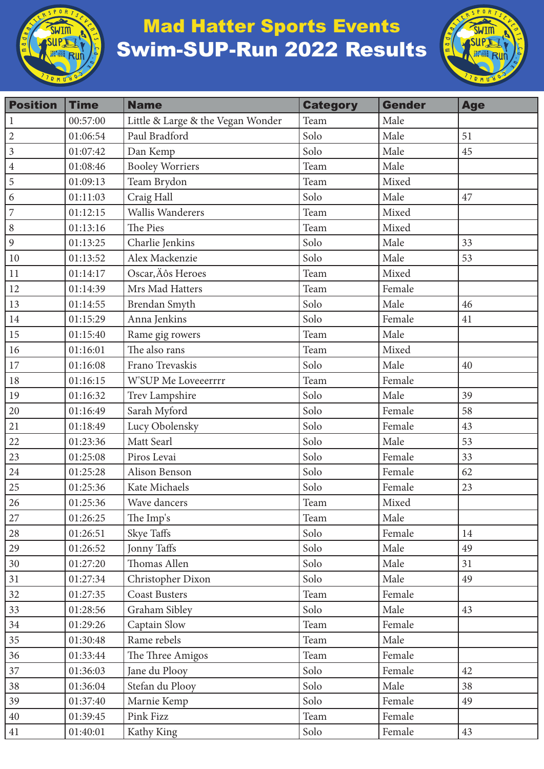# Mad Hatter Sports Events
## Swim-SUP-Run 2022 Results

| Position | Time | Name | Category | Gender | Age |
|---|---|---|---|---|---|
| 1 | 00:57:00 | Little & Large & the Vegan Wonder | Team | Male | |
| 2 | 01:06:54 | Paul Bradford | Solo | Male | 51 |
| 3 | 01:07:42 | Dan Kemp | Solo | Male | 45 |
| 4 | 01:08:46 | Booley Worriers | Team | Male | |
| 5 | 01:09:13 | Team Brydon | Team | Mixed | |
| 6 | 01:11:03 | Craig Hall | Solo | Male | 47 |
| 7 | 01:12:15 | Wallis Wanderers | Team | Mixed | |
| 8 | 01:13:16 | The Pies | Team | Mixed | |
| 9 | 01:13:25 | Charlie Jenkins | Solo | Male | 33 |
| 10 | 01:13:52 | Alex Mackenzie | Solo | Male | 53 |
| 11 | 01:14:17 | Oscar,Äôs Heroes | Team | Mixed | |
| 12 | 01:14:39 | Mrs Mad Hatters | Team | Female | |
| 13 | 01:14:55 | Brendan Smyth | Solo | Male | 46 |
| 14 | 01:15:29 | Anna Jenkins | Solo | Female | 41 |
| 15 | 01:15:40 | Rame gig rowers | Team | Male | |
| 16 | 01:16:01 | The also rans | Team | Mixed | |
| 17 | 01:16:08 | Frano Trevaskis | Solo | Male | 40 |
| 18 | 01:16:15 | W'SUP Me Loveeerrrr | Team | Female | |
| 19 | 01:16:32 | Trev Lampshire | Solo | Male | 39 |
| 20 | 01:16:49 | Sarah Myford | Solo | Female | 58 |
| 21 | 01:18:49 | Lucy Obolensky | Solo | Female | 43 |
| 22 | 01:23:36 | Matt Searl | Solo | Male | 53 |
| 23 | 01:25:08 | Piros Levai | Solo | Female | 33 |
| 24 | 01:25:28 | Alison Benson | Solo | Female | 62 |
| 25 | 01:25:36 | Kate Michaels | Solo | Female | 23 |
| 26 | 01:25:36 | Wave dancers | Team | Mixed | |
| 27 | 01:26:25 | The Imp's | Team | Male | |
| 28 | 01:26:51 | Skye Taffs | Solo | Female | 14 |
| 29 | 01:26:52 | Jonny Taffs | Solo | Male | 49 |
| 30 | 01:27:20 | Thomas Allen | Solo | Male | 31 |
| 31 | 01:27:34 | Christopher Dixon | Solo | Male | 49 |
| 32 | 01:27:35 | Coast Busters | Team | Female | |
| 33 | 01:28:56 | Graham Sibley | Solo | Male | 43 |
| 34 | 01:29:26 | Captain Slow | Team | Female | |
| 35 | 01:30:48 | Rame rebels | Team | Male | |
| 36 | 01:33:44 | The Three Amigos | Team | Female | |
| 37 | 01:36:03 | Jane du Plooy | Solo | Female | 42 |
| 38 | 01:36:04 | Stefan du Plooy | Solo | Male | 38 |
| 39 | 01:37:40 | Marnie Kemp | Solo | Female | 49 |
| 40 | 01:39:45 | Pink Fizz | Team | Female | |
| 41 | 01:40:01 | Kathy King | Solo | Female | 43 |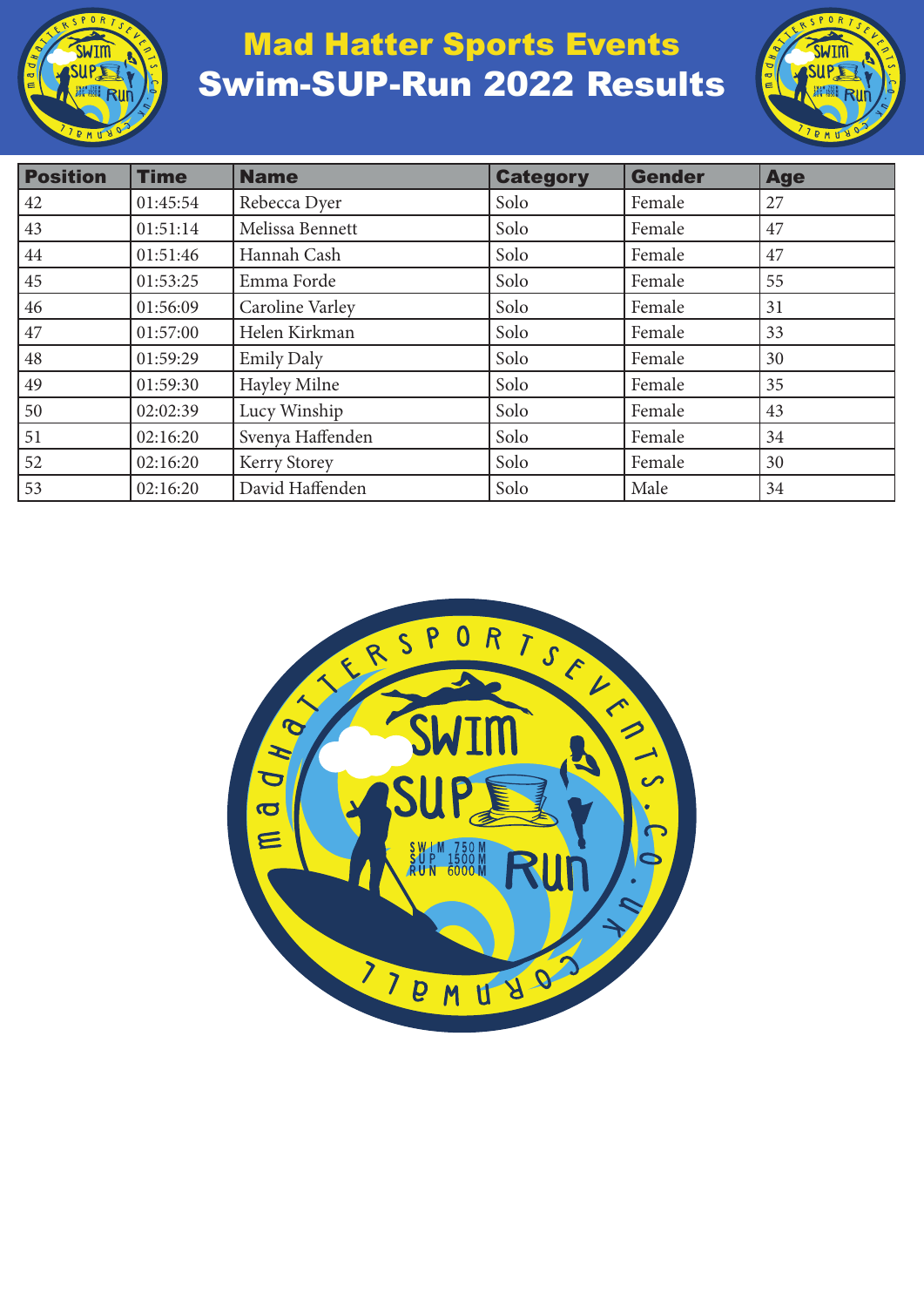# Mad Hatter Sports Events
# Swim-SUP-Run 2022 Results

| Position | Time | Name | Category | Gender | Age |
|---|---|---|---|---|---|
| 42 | 01:45:54 | Rebecca Dyer | Solo | Female | 27 |
| 43 | 01:51:14 | Melissa Bennett | Solo | Female | 47 |
| 44 | 01:51:46 | Hannah Cash | Solo | Female | 47 |
| 45 | 01:53:25 | Emma Forde | Solo | Female | 55 |
| 46 | 01:56:09 | Caroline Varley | Solo | Female | 31 |
| 47 | 01:57:00 | Helen Kirkman | Solo | Female | 33 |
| 48 | 01:59:29 | Emily Daly | Solo | Female | 30 |
| 49 | 01:59:30 | Hayley Milne | Solo | Female | 35 |
| 50 | 02:02:39 | Lucy Winship | Solo | Female | 43 |
| 51 | 02:16:20 | Svenya Haffenden | Solo | Female | 34 |
| 52 | 02:16:20 | Kerry Storey | Solo | Female | 30 |
| 53 | 02:16:20 | David Haffenden | Solo | Male | 34 |